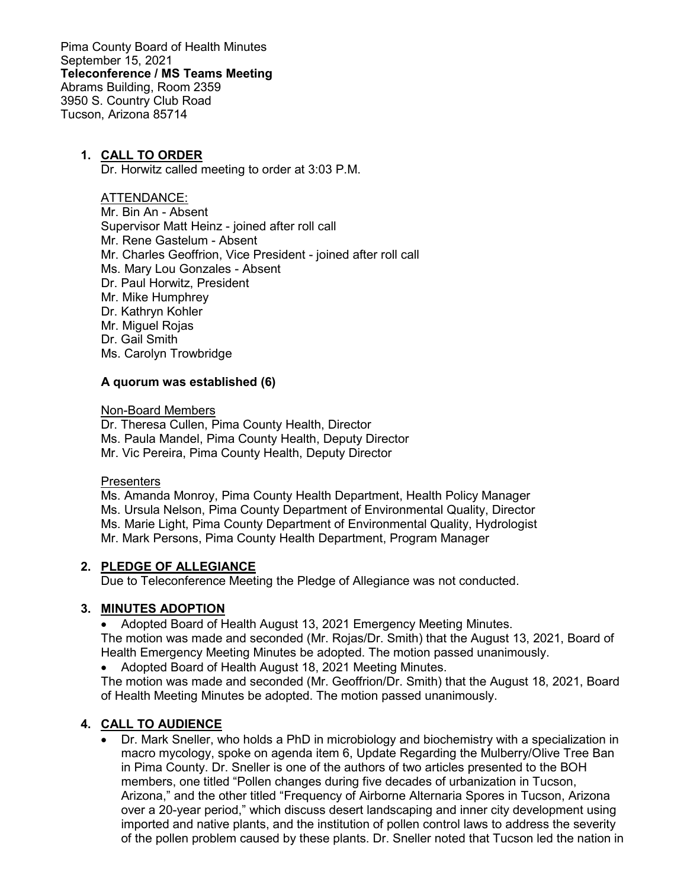Pima County Board of Health Minutes
September 15, 2021
**Teleconference / MS Teams Meeting**
Abrams Building, Room 2359
3950 S. Country Club Road
Tucson, Arizona 85714

1. **CALL TO ORDER**
   Dr. Horwitz called meeting to order at 3:03 P.M.

   ATTENDANCE:
   Mr. Bin An - Absent
   Supervisor Matt Heinz - joined after roll call
   Mr. Rene Gastelum - Absent
   Mr. Charles Geoffrion, Vice President - joined after roll call
   Ms. Mary Lou Gonzales - Absent
   Dr. Paul Horwitz, President
   Mr. Mike Humphrey
   Dr. Kathryn Kohler
   Mr. Miguel Rojas
   Dr. Gail Smith
   Ms. Carolyn Trowbridge

   **A quorum was established (6)**

   Non-Board Members
   Dr. Theresa Cullen, Pima County Health, Director
   Ms. Paula Mandel, Pima County Health, Deputy Director
   Mr. Vic Pereira, Pima County Health, Deputy Director

   Presenters
   Ms. Amanda Monroy, Pima County Health Department, Health Policy Manager
   Ms. Ursula Nelson, Pima County Department of Environmental Quality, Director
   Ms. Marie Light, Pima County Department of Environmental Quality, Hydrologist
   Mr. Mark Persons, Pima County Health Department, Program Manager

2. **PLEDGE OF ALLEGIANCE**
   Due to Teleconference Meeting the Pledge of Allegiance was not conducted.

3. **MINUTES ADOPTION**
   - Adopted Board of Health August 13, 2021 Emergency Meeting Minutes.

   The motion was made and seconded (Mr. Rojas/Dr. Smith) that the August 13, 2021, Board of Health Emergency Meeting Minutes be adopted. The motion passed unanimously.
   - Adopted Board of Health August 18, 2021 Meeting Minutes.

   The motion was made and seconded (Mr. Geoffrion/Dr. Smith) that the August 18, 2021, Board of Health Meeting Minutes be adopted. The motion passed unanimously.

4. **CALL TO AUDIENCE**
   - Dr. Mark Sneller, who holds a PhD in microbiology and biochemistry with a specialization in macro mycology, spoke on agenda item 6, Update Regarding the Mulberry/Olive Tree Ban in Pima County. Dr. Sneller is one of the authors of two articles presented to the BOH members, one titled "Pollen changes during five decades of urbanization in Tucson, Arizona," and the other titled "Frequency of Airborne Alternaria Spores in Tucson, Arizona over a 20-year period," which discuss desert landscaping and inner city development using imported and native plants, and the institution of pollen control laws to address the severity of the pollen problem caused by these plants. Dr. Sneller noted that Tucson led the nation in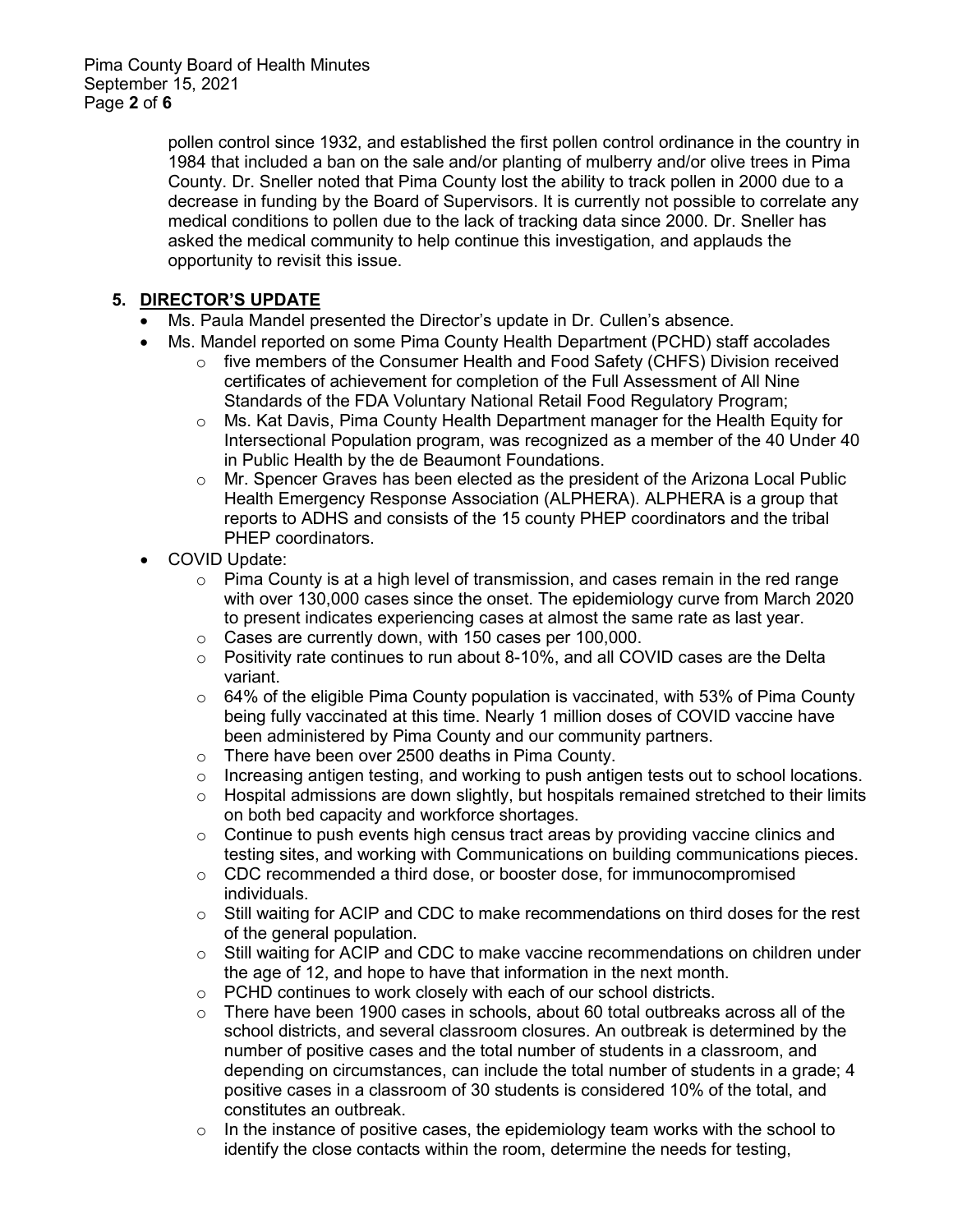pollen control since 1932, and established the first pollen control ordinance in the country in 1984 that included a ban on the sale and/or planting of mulberry and/or olive trees in Pima County. Dr. Sneller noted that Pima County lost the ability to track pollen in 2000 due to a decrease in funding by the Board of Supervisors. It is currently not possible to correlate any medical conditions to pollen due to the lack of tracking data since 2000. Dr. Sneller has asked the medical community to help continue this investigation, and applauds the opportunity to revisit this issue.

## 5. DIRECTOR'S UPDATE

- Ms. Paula Mandel presented the Director's update in Dr. Cullen's absence.
- Ms. Mandel reported on some Pima County Health Department (PCHD) staff accolades
  - five members of the Consumer Health and Food Safety (CHFS) Division received certificates of achievement for completion of the Full Assessment of All Nine Standards of the FDA Voluntary National Retail Food Regulatory Program;
  - Ms. Kat Davis, Pima County Health Department manager for the Health Equity for Intersectional Population program, was recognized as a member of the 40 Under 40 in Public Health by the de Beaumont Foundations.
  - Mr. Spencer Graves has been elected as the president of the Arizona Local Public Health Emergency Response Association (ALPHERA). ALPHERA is a group that reports to ADHS and consists of the 15 county PHEP coordinators and the tribal PHEP coordinators.
- COVID Update:
  - Pima County is at a high level of transmission, and cases remain in the red range with over 130,000 cases since the onset. The epidemiology curve from March 2020 to present indicates experiencing cases at almost the same rate as last year.
  - Cases are currently down, with 150 cases per 100,000.
  - Positivity rate continues to run about 8-10%, and all COVID cases are the Delta variant.
  - 64% of the eligible Pima County population is vaccinated, with 53% of Pima County being fully vaccinated at this time. Nearly 1 million doses of COVID vaccine have been administered by Pima County and our community partners.
  - There have been over 2500 deaths in Pima County.
  - Increasing antigen testing, and working to push antigen tests out to school locations.
  - Hospital admissions are down slightly, but hospitals remained stretched to their limits on both bed capacity and workforce shortages.
  - Continue to push events high census tract areas by providing vaccine clinics and testing sites, and working with Communications on building communications pieces.
  - CDC recommended a third dose, or booster dose, for immunocompromised individuals.
  - Still waiting for ACIP and CDC to make recommendations on third doses for the rest of the general population.
  - Still waiting for ACIP and CDC to make vaccine recommendations on children under the age of 12, and hope to have that information in the next month.
  - PCHD continues to work closely with each of our school districts.
  - There have been 1900 cases in schools, about 60 total outbreaks across all of the school districts, and several classroom closures. An outbreak is determined by the number of positive cases and the total number of students in a classroom, and depending on circumstances, can include the total number of students in a grade; 4 positive cases in a classroom of 30 students is considered 10% of the total, and constitutes an outbreak.
  - In the instance of positive cases, the epidemiology team works with the school to identify the close contacts within the room, determine the needs for testing,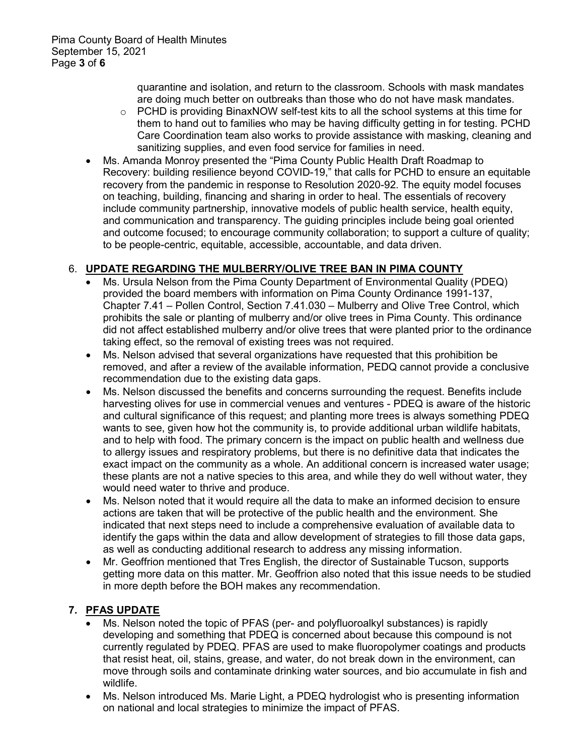quarantine and isolation, and return to the classroom. Schools with mask mandates are doing much better on outbreaks than those who do not have mask mandates.
    - PCHD is providing BinaxNOW self-test kits to all the school systems at this time for them to hand out to families who may be having difficulty getting in for testing. PCHD Care Coordination team also works to provide assistance with masking, cleaning and sanitizing supplies, and even food service for families in need.
- Ms. Amanda Monroy presented the "Pima County Public Health Draft Roadmap to Recovery: building resilience beyond COVID-19," that calls for PCHD to ensure an equitable recovery from the pandemic in response to Resolution 2020-92. The equity model focuses on teaching, building, financing and sharing in order to heal. The essentials of recovery include community partnership, innovative models of public health service, health equity, and communication and transparency. The guiding principles include being goal oriented and outcome focused; to encourage community collaboration; to support a culture of quality; to be people-centric, equitable, accessible, accountable, and data driven.

## 6. UPDATE REGARDING THE MULBERRY/OLIVE TREE BAN IN PIMA COUNTY

- Ms. Ursula Nelson from the Pima County Department of Environmental Quality (PDEQ) provided the board members with information on Pima County Ordinance 1991-137, Chapter 7.41 – Pollen Control, Section 7.41.030 – Mulberry and Olive Tree Control, which prohibits the sale or planting of mulberry and/or olive trees in Pima County. This ordinance did not affect established mulberry and/or olive trees that were planted prior to the ordinance taking effect, so the removal of existing trees was not required.
- Ms. Nelson advised that several organizations have requested that this prohibition be removed, and after a review of the available information, PEDQ cannot provide a conclusive recommendation due to the existing data gaps.
- Ms. Nelson discussed the benefits and concerns surrounding the request. Benefits include harvesting olives for use in commercial venues and ventures - PDEQ is aware of the historic and cultural significance of this request; and planting more trees is always something PDEQ wants to see, given how hot the community is, to provide additional urban wildlife habitats, and to help with food. The primary concern is the impact on public health and wellness due to allergy issues and respiratory problems, but there is no definitive data that indicates the exact impact on the community as a whole. An additional concern is increased water usage; these plants are not a native species to this area, and while they do well without water, they would need water to thrive and produce.
- Ms. Nelson noted that it would require all the data to make an informed decision to ensure actions are taken that will be protective of the public health and the environment. She indicated that next steps need to include a comprehensive evaluation of available data to identify the gaps within the data and allow development of strategies to fill those data gaps, as well as conducting additional research to address any missing information.
- Mr. Geoffrion mentioned that Tres English, the director of Sustainable Tucson, supports getting more data on this matter. Mr. Geoffrion also noted that this issue needs to be studied in more depth before the BOH makes any recommendation.

## 7. PFAS UPDATE

- Ms. Nelson noted the topic of PFAS (per- and polyfluoroalkyl substances) is rapidly developing and something that PDEQ is concerned about because this compound is not currently regulated by PDEQ. PFAS are used to make fluoropolymer coatings and products that resist heat, oil, stains, grease, and water, do not break down in the environment, can move through soils and contaminate drinking water sources, and bio accumulate in fish and wildlife.
- Ms. Nelson introduced Ms. Marie Light, a PDEQ hydrologist who is presenting information on national and local strategies to minimize the impact of PFAS.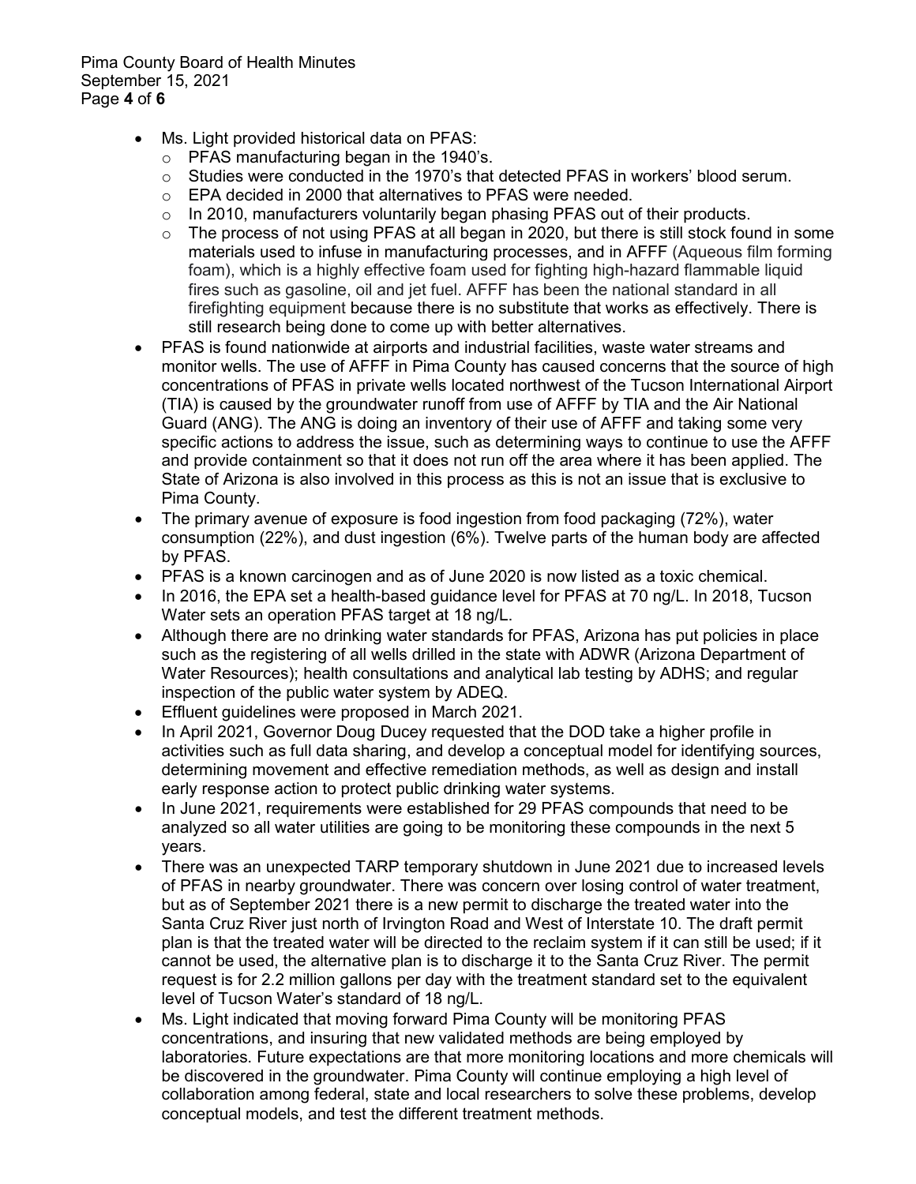- Ms. Light provided historical data on PFAS:
  - PFAS manufacturing began in the 1940's.
  - Studies were conducted in the 1970's that detected PFAS in workers' blood serum.
  - EPA decided in 2000 that alternatives to PFAS were needed.
  - In 2010, manufacturers voluntarily began phasing PFAS out of their products.
  - The process of not using PFAS at all began in 2020, but there is still stock found in some materials used to infuse in manufacturing processes, and in AFFF (Aqueous film forming foam), which is a highly effective foam used for fighting high-hazard flammable liquid fires such as gasoline, oil and jet fuel. AFFF has been the national standard in all firefighting equipment because there is no substitute that works as effectively. There is still research being done to come up with better alternatives.
- PFAS is found nationwide at airports and industrial facilities, waste water streams and monitor wells. The use of AFFF in Pima County has caused concerns that the source of high concentrations of PFAS in private wells located northwest of the Tucson International Airport (TIA) is caused by the groundwater runoff from use of AFFF by TIA and the Air National Guard (ANG). The ANG is doing an inventory of their use of AFFF and taking some very specific actions to address the issue, such as determining ways to continue to use the AFFF and provide containment so that it does not run off the area where it has been applied. The State of Arizona is also involved in this process as this is not an issue that is exclusive to Pima County.
- The primary avenue of exposure is food ingestion from food packaging (72%), water consumption (22%), and dust ingestion (6%). Twelve parts of the human body are affected by PFAS.
- PFAS is a known carcinogen and as of June 2020 is now listed as a toxic chemical.
- In 2016, the EPA set a health-based guidance level for PFAS at 70 ng/L. In 2018, Tucson Water sets an operation PFAS target at 18 ng/L.
- Although there are no drinking water standards for PFAS, Arizona has put policies in place such as the registering of all wells drilled in the state with ADWR (Arizona Department of Water Resources); health consultations and analytical lab testing by ADHS; and regular inspection of the public water system by ADEQ.
- Effluent guidelines were proposed in March 2021.
- In April 2021, Governor Doug Ducey requested that the DOD take a higher profile in activities such as full data sharing, and develop a conceptual model for identifying sources, determining movement and effective remediation methods, as well as design and install early response action to protect public drinking water systems.
- In June 2021, requirements were established for 29 PFAS compounds that need to be analyzed so all water utilities are going to be monitoring these compounds in the next 5 years.
- There was an unexpected TARP temporary shutdown in June 2021 due to increased levels of PFAS in nearby groundwater. There was concern over losing control of water treatment, but as of September 2021 there is a new permit to discharge the treated water into the Santa Cruz River just north of Irvington Road and West of Interstate 10. The draft permit plan is that the treated water will be directed to the reclaim system if it can still be used; if it cannot be used, the alternative plan is to discharge it to the Santa Cruz River. The permit request is for 2.2 million gallons per day with the treatment standard set to the equivalent level of Tucson Water's standard of 18 ng/L.
- Ms. Light indicated that moving forward Pima County will be monitoring PFAS concentrations, and insuring that new validated methods are being employed by laboratories. Future expectations are that more monitoring locations and more chemicals will be discovered in the groundwater. Pima County will continue employing a high level of collaboration among federal, state and local researchers to solve these problems, develop conceptual models, and test the different treatment methods.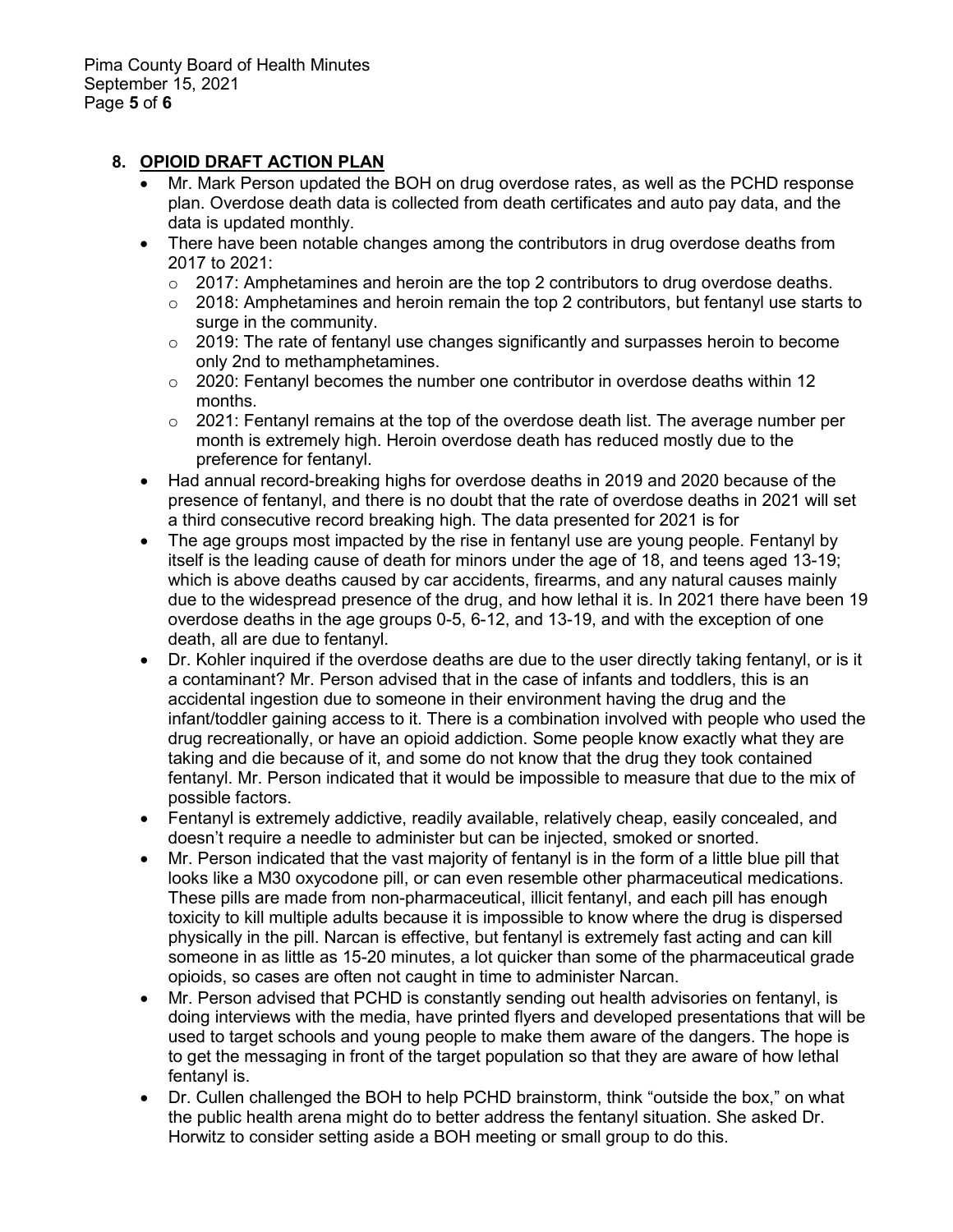## 8. OPIOID DRAFT ACTION PLAN

- Mr. Mark Person updated the BOH on drug overdose rates, as well as the PCHD response plan. Overdose death data is collected from death certificates and auto pay data, and the data is updated monthly.
- There have been notable changes among the contributors in drug overdose deaths from 2017 to 2021:
  - 2017: Amphetamines and heroin are the top 2 contributors to drug overdose deaths.
  - 2018: Amphetamines and heroin remain the top 2 contributors, but fentanyl use starts to surge in the community.
  - 2019: The rate of fentanyl use changes significantly and surpasses heroin to become only 2nd to methamphetamines.
  - 2020: Fentanyl becomes the number one contributor in overdose deaths within 12 months.
  - 2021: Fentanyl remains at the top of the overdose death list. The average number per month is extremely high. Heroin overdose death has reduced mostly due to the preference for fentanyl.
- Had annual record-breaking highs for overdose deaths in 2019 and 2020 because of the presence of fentanyl, and there is no doubt that the rate of overdose deaths in 2021 will set a third consecutive record breaking high. The data presented for 2021 is for
- The age groups most impacted by the rise in fentanyl use are young people. Fentanyl by itself is the leading cause of death for minors under the age of 18, and teens aged 13-19; which is above deaths caused by car accidents, firearms, and any natural causes mainly due to the widespread presence of the drug, and how lethal it is. In 2021 there have been 19 overdose deaths in the age groups 0-5, 6-12, and 13-19, and with the exception of one death, all are due to fentanyl.
- Dr. Kohler inquired if the overdose deaths are due to the user directly taking fentanyl, or is it a contaminant? Mr. Person advised that in the case of infants and toddlers, this is an accidental ingestion due to someone in their environment having the drug and the infant/toddler gaining access to it. There is a combination involved with people who used the drug recreationally, or have an opioid addiction. Some people know exactly what they are taking and die because of it, and some do not know that the drug they took contained fentanyl. Mr. Person indicated that it would be impossible to measure that due to the mix of possible factors.
- Fentanyl is extremely addictive, readily available, relatively cheap, easily concealed, and doesn't require a needle to administer but can be injected, smoked or snorted.
- Mr. Person indicated that the vast majority of fentanyl is in the form of a little blue pill that looks like a M30 oxycodone pill, or can even resemble other pharmaceutical medications. These pills are made from non-pharmaceutical, illicit fentanyl, and each pill has enough toxicity to kill multiple adults because it is impossible to know where the drug is dispersed physically in the pill. Narcan is effective, but fentanyl is extremely fast acting and can kill someone in as little as 15-20 minutes, a lot quicker than some of the pharmaceutical grade opioids, so cases are often not caught in time to administer Narcan.
- Mr. Person advised that PCHD is constantly sending out health advisories on fentanyl, is doing interviews with the media, have printed flyers and developed presentations that will be used to target schools and young people to make them aware of the dangers. The hope is to get the messaging in front of the target population so that they are aware of how lethal fentanyl is.
- Dr. Cullen challenged the BOH to help PCHD brainstorm, think "outside the box," on what the public health arena might do to better address the fentanyl situation. She asked Dr. Horwitz to consider setting aside a BOH meeting or small group to do this.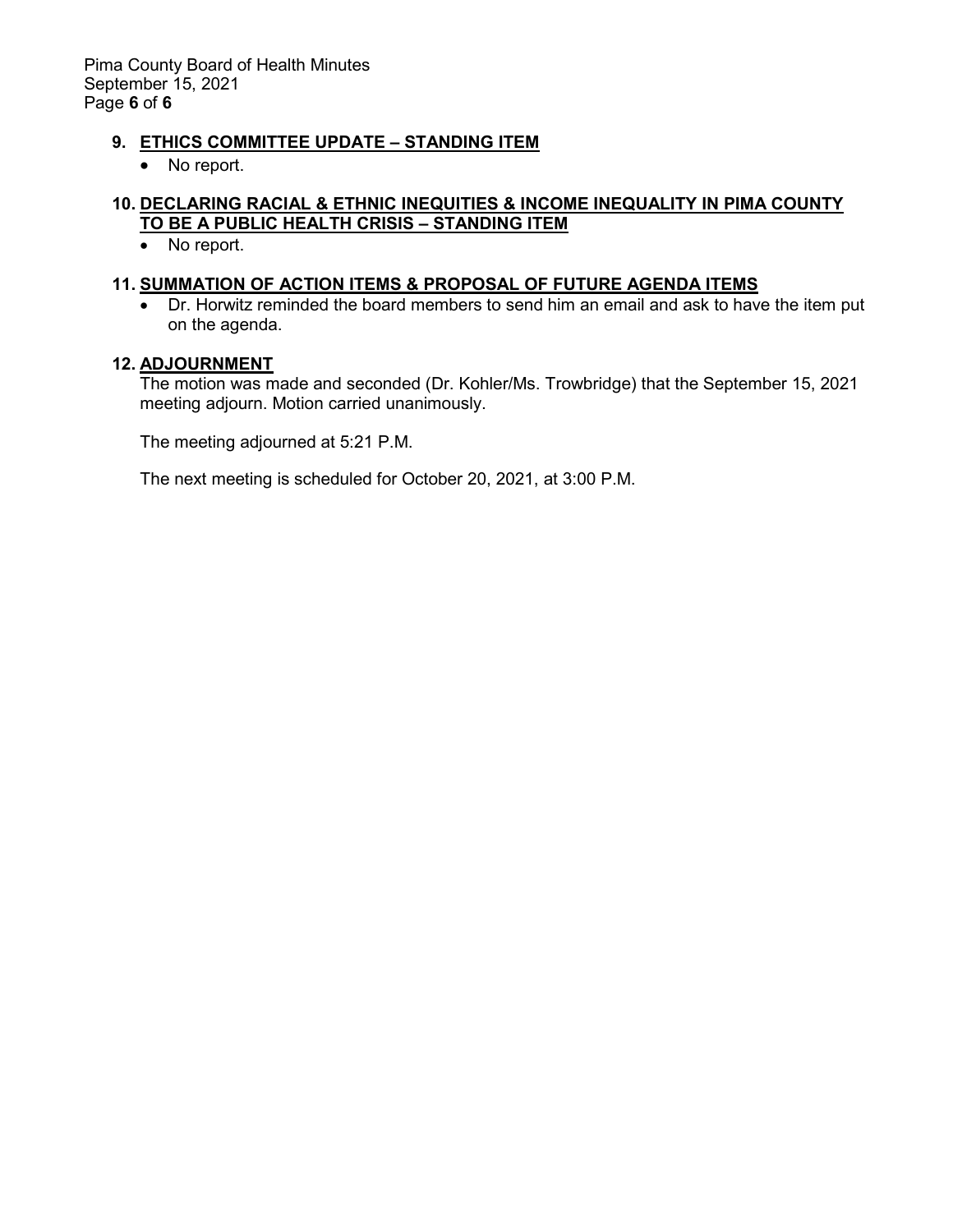**9. ETHICS COMMITTEE UPDATE – STANDING ITEM**

- No report.

**10. DECLARING RACIAL & ETHNIC INEQUITIES & INCOME INEQUALITY IN PIMA COUNTY TO BE A PUBLIC HEALTH CRISIS – STANDING ITEM**

- No report.

**11. SUMMATION OF ACTION ITEMS & PROPOSAL OF FUTURE AGENDA ITEMS**

- Dr. Horwitz reminded the board members to send him an email and ask to have the item put on the agenda.

**12. ADJOURNMENT**

The motion was made and seconded (Dr. Kohler/Ms. Trowbridge) that the September 15, 2021 meeting adjourn. Motion carried unanimously.

The meeting adjourned at 5:21 P.M.

The next meeting is scheduled for October 20, 2021, at 3:00 P.M.